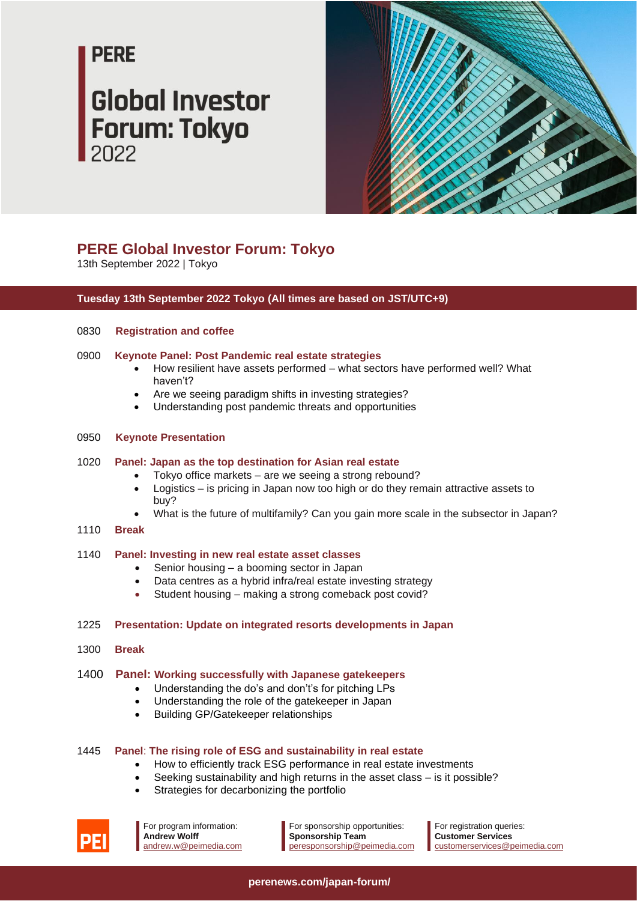# PERE

# Global Investor Forum: Tokyo 2022

## PERE Global Investor Forum: Tokyo

13th September 2022 | Tokyo

**Tuesday 13th September 2022 Tokyo (All times are based on JST/UTC+9)**

0830 **Registration and coffee**

0900 **Keynote Panel: Post Pandemic real estate strategies**

- How resilient have assets performed – what sectors have performed well? What haven't?
- Are we seeing paradigm shifts in investing strategies?
- Understanding post pandemic threats and opportunities

0950 **Keynote Presentation**

1020 **Panel: Japan as the top destination for Asian real estate**

- Tokyo office markets – are we seeing a strong rebound?
- Logistics – is pricing in Japan now too high or do they remain attractive assets to buy?
- What is the future of multifamily? Can you gain more scale in the subsector in Japan?

1110 **Break**

1140 **Panel: Investing in new real estate asset classes**

- Senior housing – a booming sector in Japan
- Data centres as a hybrid infra/real estate investing strategy
- Student housing – making a strong comeback post covid?

1225 **Presentation: Update on integrated resorts developments in Japan**

1300 **Break**

1400 **Panel: Working successfully with Japanese gatekeepers**

- Understanding the do's and don't's for pitching LPs
- Understanding the role of the gatekeeper in Japan
- Building GP/Gatekeeper relationships

1445 **Panel: The rising role of ESG and sustainability in real estate**

- How to efficiently track ESG performance in real estate investments
- Seeking sustainability and high returns in the asset class – is it possible?
- Strategies for decarbonizing the portfolio

PEI

For program information:
**Andrew Wolff**
andrew.w@peimedia.com

For sponsorship opportunities:
**Sponsorship Team**
peresponsorship@peimedia.com

For registration queries:
**Customer Services**
customerservices@peimedia.com

**perenews.com/japan-forum/**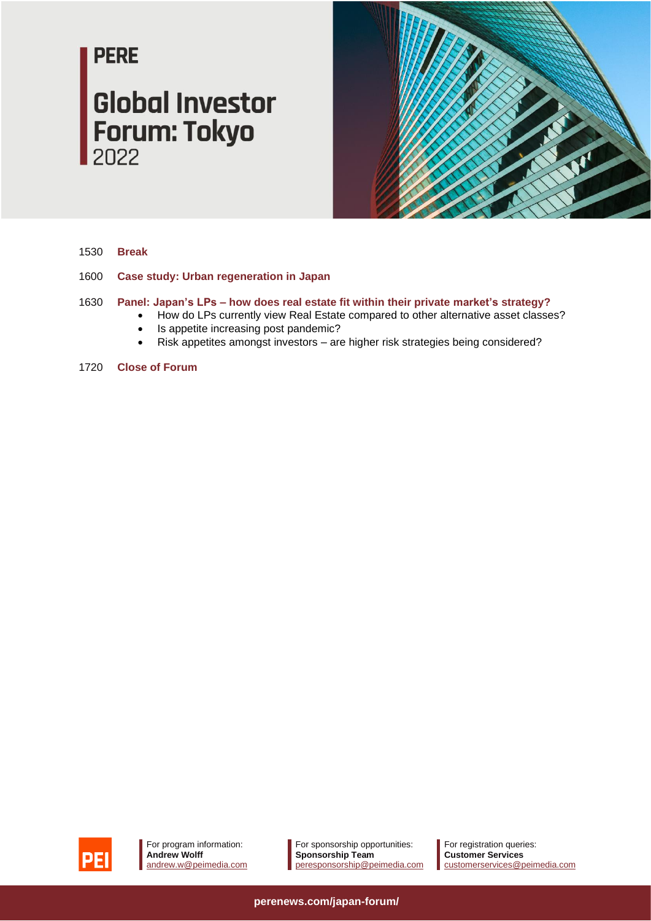# PERE

## Global Investor Forum: Tokyo 2022

1530 **Break**

1600 **Case study: Urban regeneration in Japan**

1630 **Panel: Japan's LPs – how does real estate fit within their private market's strategy?**

- How do LPs currently view Real Estate compared to other alternative asset classes?
- Is appetite increasing post pandemic?
- Risk appetites amongst investors – are higher risk strategies being considered?

1720 **Close of Forum**

PEI

For program information:
**Andrew Wolff**
andrew.w@peimedia.com

For sponsorship opportunities:
**Sponsorship Team**
peresponsorship@peimedia.com

For registration queries:
**Customer Services**
customerservices@peimedia.com

**perenews.com/japan-forum/**